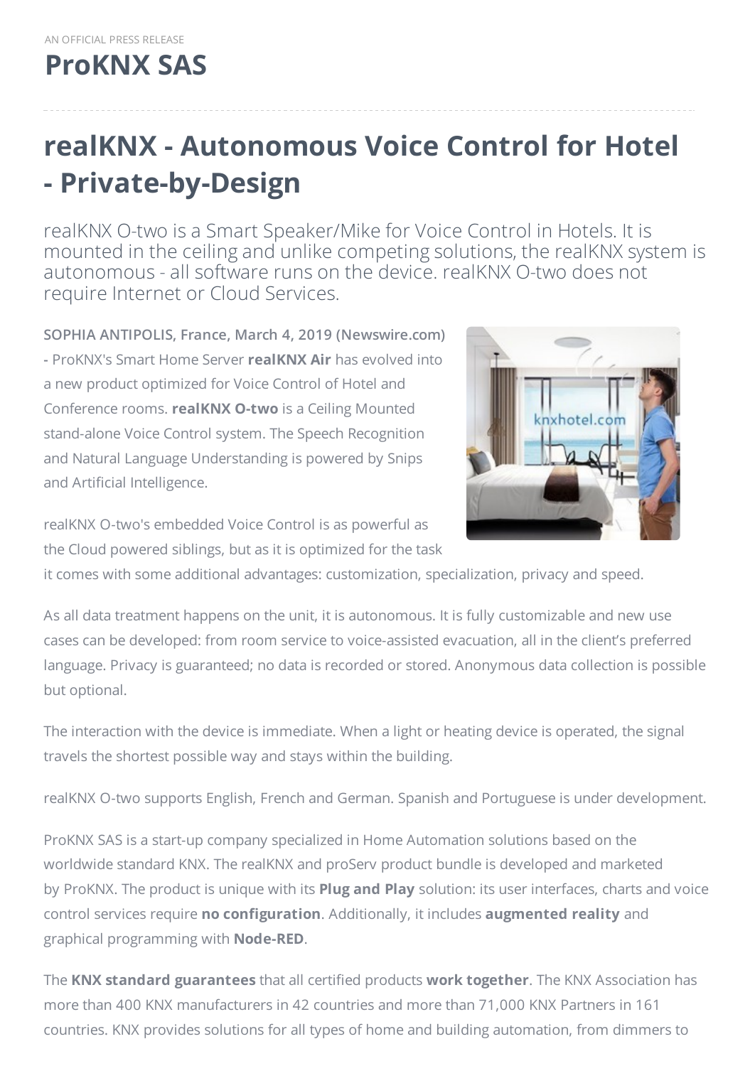AN OFFICIAL PRESS RELEASE

**ProKNX SAS**

# realKNX - Autonomous Voice Control for Hotel - Private-by-Design

realKNX O-two is a Smart Speaker/Mike for Voice Control in Hotels. It is mounted in the ceiling and unlike competing solutions, the realKNX system is autonomous - all software runs on the device. realKNX O-two does not require Internet or Cloud Services.

**SOPHIA ANTIPOLIS, France, March 4, 2019 (Newswire.com) -** ProKNX's Smart Home Server **realKNX Air** has evolved into a new product optimized for Voice Control of Hotel and Conference rooms. **realKNX O-two** is a Ceiling Mounted stand-alone Voice Control system. The Speech Recognition and Natural Language Understanding is powered by Snips and Artificial Intelligence.

realKNX O-two's embedded Voice Control is as powerful as the Cloud powered siblings, but as it is optimized for the task it comes with some additional advantages: customization, specialization, privacy and speed.

As all data treatment happens on the unit, it is autonomous. It is fully customizable and new use cases can be developed: from room service to voice-assisted evacuation, all in the client's preferred language. Privacy is guaranteed; no data is recorded or stored. Anonymous data collection is possible but optional.

The interaction with the device is immediate. When a light or heating device is operated, the signal travels the shortest possible way and stays within the building.

realKNX O-two supports English, French and German. Spanish and Portuguese is under development.

ProKNX SAS is a start-up company specialized in Home Automation solutions based on the worldwide standard KNX. The realKNX and proServ product bundle is developed and marketed by ProKNX. The product is unique with its **Plug and Play** solution: its user interfaces, charts and voice control services require **no configuration**. Additionally, it includes **augmented reality** and graphical programming with **Node-RED**.

The **KNX standard guarantees** that all certified products **work together**. The KNX Association has more than 400 KNX manufacturers in 42 countries and more than 71,000 KNX Partners in 161 countries. KNX provides solutions for all types of home and building automation, from dimmers to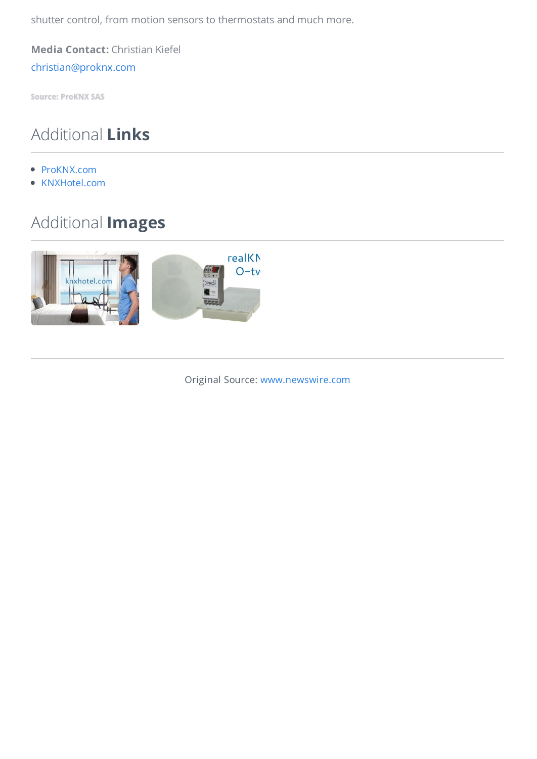shutter control, from motion sensors to thermostats and much more.

**Media Contact:** Christian Kiefel

christian@proknx.com

Source: ProKNX SAS

## Additional **Links**

- ProKNX.com
- KNXHotel.com

## Additional **Images**

Original Source: www.newswire.com